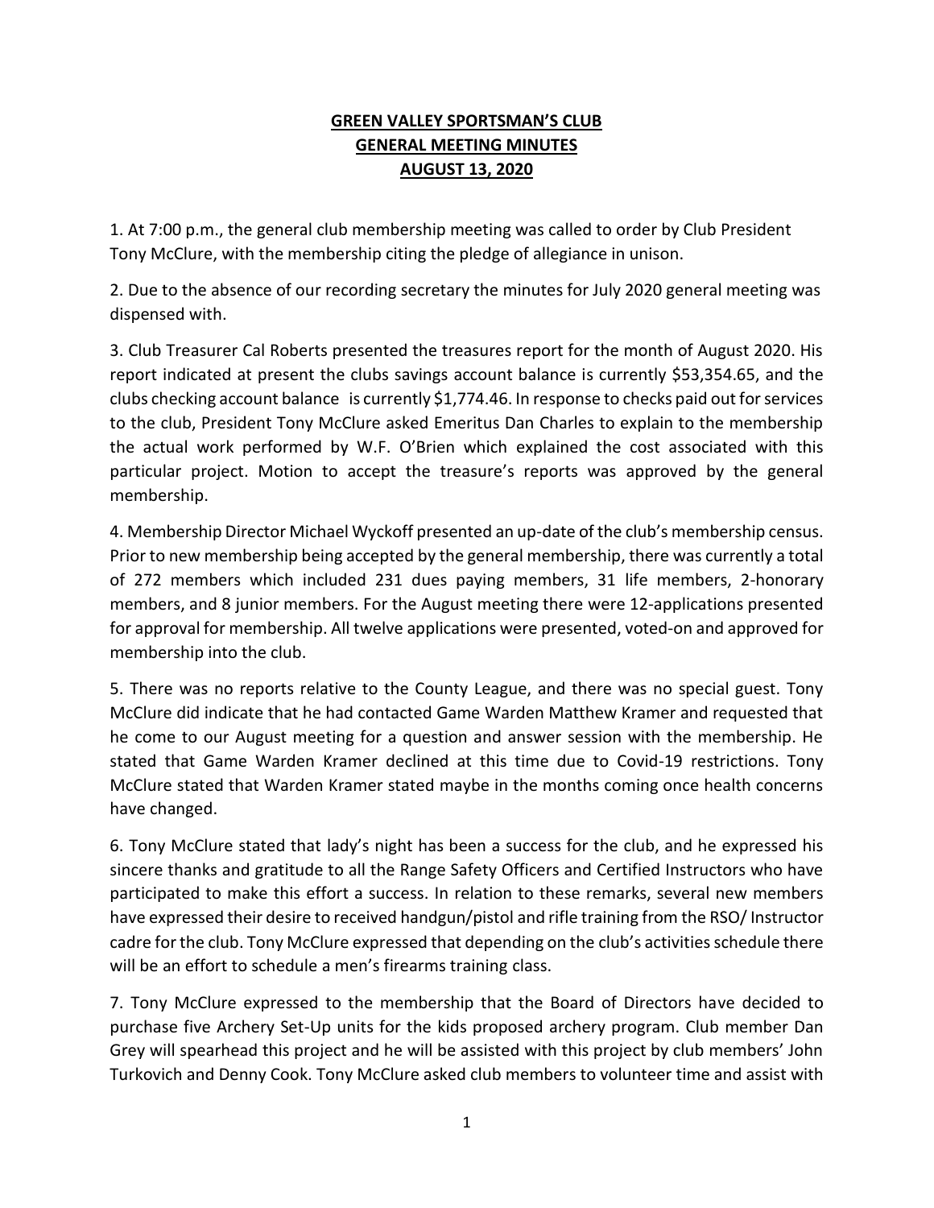**GREEN VALLEY SPORTSMAN'S CLUB**
**GENERAL MEETING MINUTES**
**AUGUST 13, 2020**

1. At 7:00 p.m., the general club membership meeting was called to order by Club President Tony McClure, with the membership citing the pledge of allegiance in unison.

2. Due to the absence of our recording secretary the minutes for July 2020 general meeting was dispensed with.

3. Club Treasurer Cal Roberts presented the treasures report for the month of August 2020. His report indicated at present the clubs savings account balance is currently $53,354.65, and the clubs checking account balance is currently $1,774.46. In response to checks paid out for services to the club, President Tony McClure asked Emeritus Dan Charles to explain to the membership the actual work performed by W.F. O'Brien which explained the cost associated with this particular project. Motion to accept the treasure's reports was approved by the general membership.

4. Membership Director Michael Wyckoff presented an up-date of the club's membership census. Prior to new membership being accepted by the general membership, there was currently a total of 272 members which included 231 dues paying members, 31 life members, 2-honorary members, and 8 junior members. For the August meeting there were 12-applications presented for approval for membership. All twelve applications were presented, voted-on and approved for membership into the club.

5. There was no reports relative to the County League, and there was no special guest. Tony McClure did indicate that he had contacted Game Warden Matthew Kramer and requested that he come to our August meeting for a question and answer session with the membership. He stated that Game Warden Kramer declined at this time due to Covid-19 restrictions. Tony McClure stated that Warden Kramer stated maybe in the months coming once health concerns have changed.

6. Tony McClure stated that lady's night has been a success for the club, and he expressed his sincere thanks and gratitude to all the Range Safety Officers and Certified Instructors who have participated to make this effort a success. In relation to these remarks, several new members have expressed their desire to received handgun/pistol and rifle training from the RSO/ Instructor cadre for the club. Tony McClure expressed that depending on the club's activities schedule there will be an effort to schedule a men's firearms training class.

7. Tony McClure expressed to the membership that the Board of Directors have decided to purchase five Archery Set-Up units for the kids proposed archery program. Club member Dan Grey will spearhead this project and he will be assisted with this project by club members' John Turkovich and Denny Cook. Tony McClure asked club members to volunteer time and assist with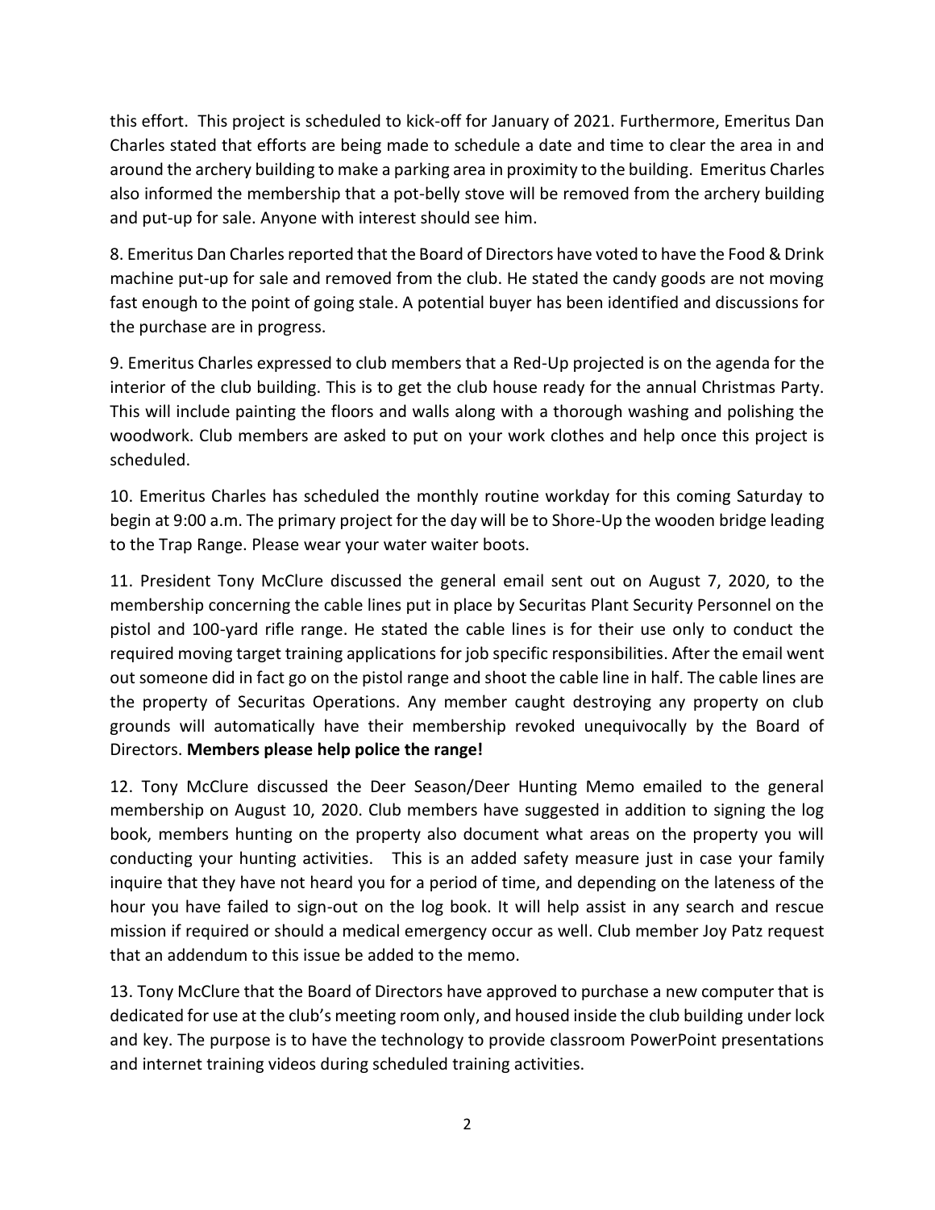this effort. This project is scheduled to kick-off for January of 2021. Furthermore, Emeritus Dan Charles stated that efforts are being made to schedule a date and time to clear the area in and around the archery building to make a parking area in proximity to the building. Emeritus Charles also informed the membership that a pot-belly stove will be removed from the archery building and put-up for sale. Anyone with interest should see him.

8. Emeritus Dan Charles reported that the Board of Directors have voted to have the Food & Drink machine put-up for sale and removed from the club. He stated the candy goods are not moving fast enough to the point of going stale. A potential buyer has been identified and discussions for the purchase are in progress.

9. Emeritus Charles expressed to club members that a Red-Up projected is on the agenda for the interior of the club building. This is to get the club house ready for the annual Christmas Party. This will include painting the floors and walls along with a thorough washing and polishing the woodwork. Club members are asked to put on your work clothes and help once this project is scheduled.

10. Emeritus Charles has scheduled the monthly routine workday for this coming Saturday to begin at 9:00 a.m. The primary project for the day will be to Shore-Up the wooden bridge leading to the Trap Range. Please wear your water waiter boots.

11. President Tony McClure discussed the general email sent out on August 7, 2020, to the membership concerning the cable lines put in place by Securitas Plant Security Personnel on the pistol and 100-yard rifle range. He stated the cable lines is for their use only to conduct the required moving target training applications for job specific responsibilities. After the email went out someone did in fact go on the pistol range and shoot the cable line in half. The cable lines are the property of Securitas Operations. Any member caught destroying any property on club grounds will automatically have their membership revoked unequivocally by the Board of Directors. **Members please help police the range!**

12. Tony McClure discussed the Deer Season/Deer Hunting Memo emailed to the general membership on August 10, 2020. Club members have suggested in addition to signing the log book, members hunting on the property also document what areas on the property you will conducting your hunting activities. This is an added safety measure just in case your family inquire that they have not heard you for a period of time, and depending on the lateness of the hour you have failed to sign-out on the log book. It will help assist in any search and rescue mission if required or should a medical emergency occur as well. Club member Joy Patz request that an addendum to this issue be added to the memo.

13. Tony McClure that the Board of Directors have approved to purchase a new computer that is dedicated for use at the club's meeting room only, and housed inside the club building under lock and key. The purpose is to have the technology to provide classroom PowerPoint presentations and internet training videos during scheduled training activities.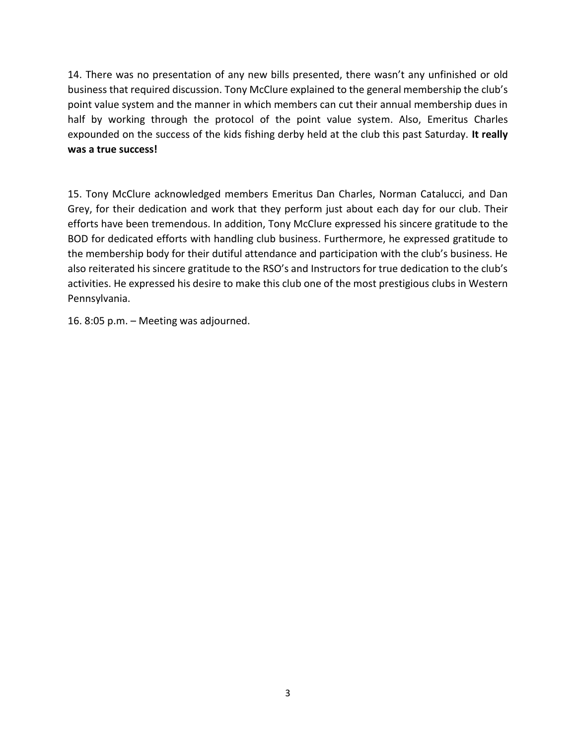14. There was no presentation of any new bills presented, there wasn't any unfinished or old business that required discussion. Tony McClure explained to the general membership the club's point value system and the manner in which members can cut their annual membership dues in half by working through the protocol of the point value system. Also, Emeritus Charles expounded on the success of the kids fishing derby held at the club this past Saturday. **It really was a true success!**

15. Tony McClure acknowledged members Emeritus Dan Charles, Norman Catalucci, and Dan Grey, for their dedication and work that they perform just about each day for our club. Their efforts have been tremendous. In addition, Tony McClure expressed his sincere gratitude to the BOD for dedicated efforts with handling club business. Furthermore, he expressed gratitude to the membership body for their dutiful attendance and participation with the club's business. He also reiterated his sincere gratitude to the RSO's and Instructors for true dedication to the club's activities. He expressed his desire to make this club one of the most prestigious clubs in Western Pennsylvania.

16. 8:05 p.m. – Meeting was adjourned.